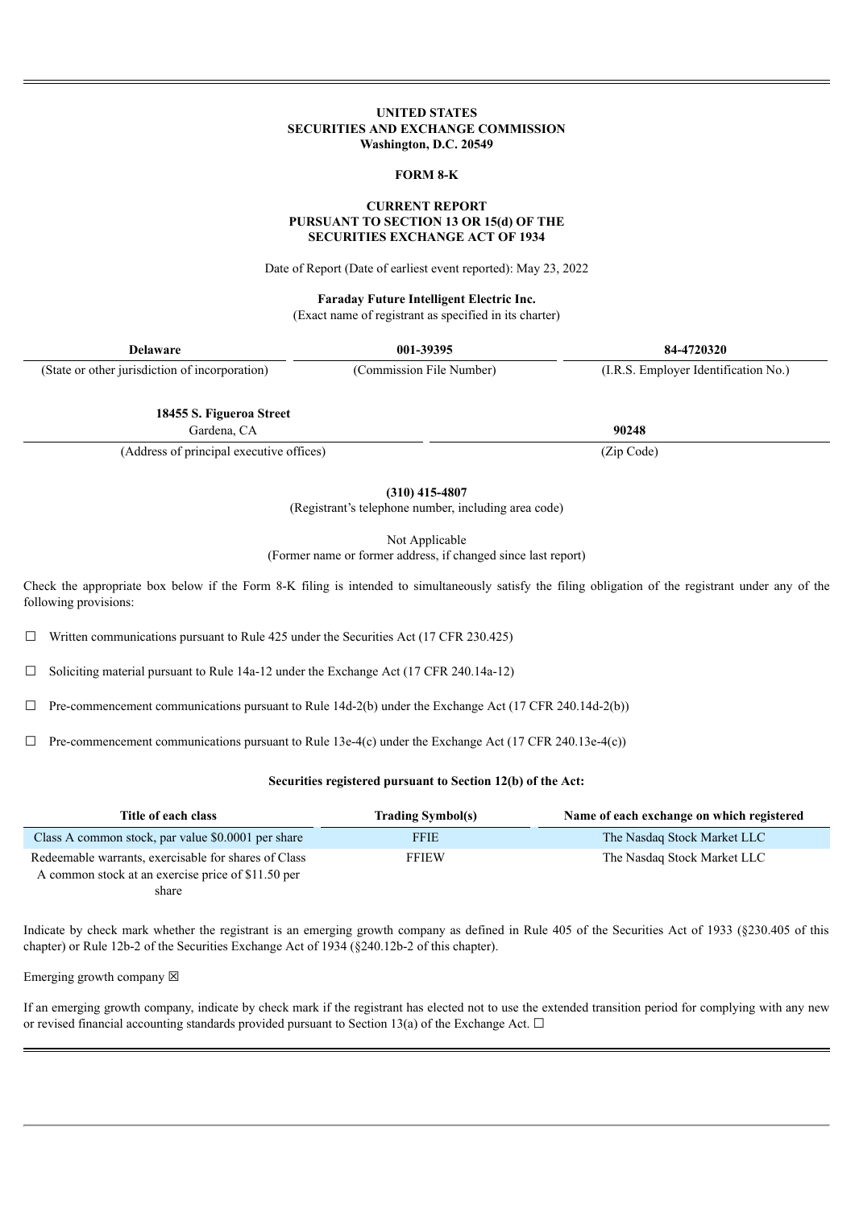**UNITED STATES**
**SECURITIES AND EXCHANGE COMMISSION**
**Washington, D.C. 20549**

**FORM 8-K**

**CURRENT REPORT**
**PURSUANT TO SECTION 13 OR 15(d) OF THE**
**SECURITIES EXCHANGE ACT OF 1934**

Date of Report (Date of earliest event reported): May 23, 2022

**Faraday Future Intelligent Electric Inc.**
(Exact name of registrant as specified in its charter)

| **Delaware** | **001-39395** | **84-4720320** |
|---|---|---|
| (State or other jurisdiction of incorporation) | (Commission File Number) | (I.R.S. Employer Identification No.) |

| **18455 S. Figueroa Street** Gardena, CA | **90248** |
|---|---|
| (Address of principal executive offices) | (Zip Code) |

**(310) 415-4807**
(Registrant's telephone number, including area code)

Not Applicable
(Former name or former address, if changed since last report)

Check the appropriate box below if the Form 8-K filing is intended to simultaneously satisfy the filing obligation of the registrant under any of the following provisions:

☐ Written communications pursuant to Rule 425 under the Securities Act (17 CFR 230.425)

☐ Soliciting material pursuant to Rule 14a-12 under the Exchange Act (17 CFR 240.14a-12)

☐ Pre-commencement communications pursuant to Rule 14d-2(b) under the Exchange Act (17 CFR 240.14d-2(b))

☐ Pre-commencement communications pursuant to Rule 13e-4(c) under the Exchange Act (17 CFR 240.13e-4(c))

**Securities registered pursuant to Section 12(b) of the Act:**

| Title of each class | Trading Symbol(s) | Name of each exchange on which registered |
|---|---|---|
| Class A common stock, par value $0.0001 per share | FFIE | The Nasdaq Stock Market LLC |
| Redeemable warrants, exercisable for shares of Class A common stock at an exercise price of $11.50 per share | FFIEW | The Nasdaq Stock Market LLC |

Indicate by check mark whether the registrant is an emerging growth company as defined in Rule 405 of the Securities Act of 1933 (§230.405 of this chapter) or Rule 12b-2 of the Securities Exchange Act of 1934 (§240.12b-2 of this chapter).

Emerging growth company ☒

If an emerging growth company, indicate by check mark if the registrant has elected not to use the extended transition period for complying with any new or revised financial accounting standards provided pursuant to Section 13(a) of the Exchange Act. ☐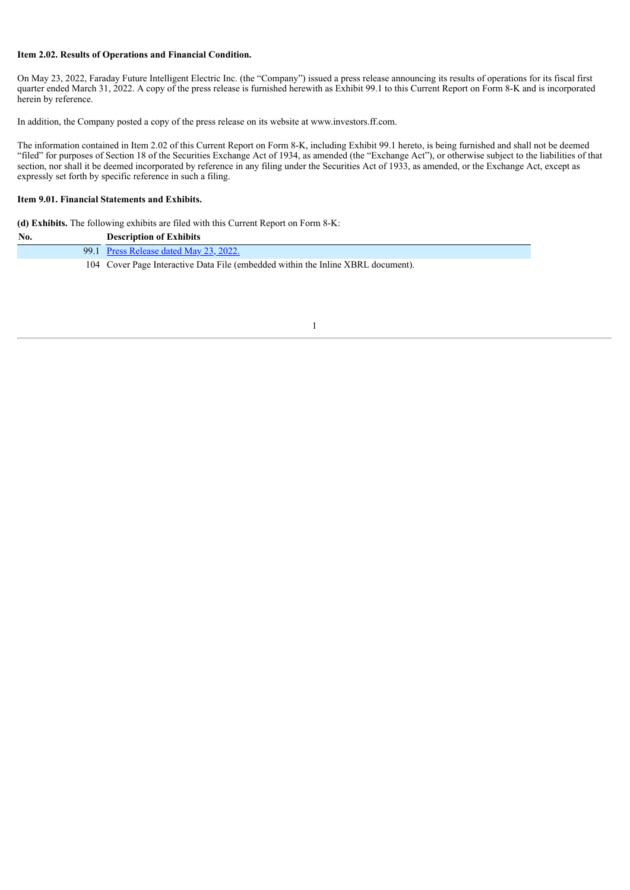**Item 2.02. Results of Operations and Financial Condition.**

On May 23, 2022, Faraday Future Intelligent Electric Inc. (the "Company") issued a press release announcing its results of operations for its fiscal first quarter ended March 31, 2022. A copy of the press release is furnished herewith as Exhibit 99.1 to this Current Report on Form 8-K and is incorporated herein by reference.

In addition, the Company posted a copy of the press release on its website at www.investors.ff.com.

The information contained in Item 2.02 of this Current Report on Form 8-K, including Exhibit 99.1 hereto, is being furnished and shall not be deemed "filed" for purposes of Section 18 of the Securities Exchange Act of 1934, as amended (the "Exchange Act"), or otherwise subject to the liabilities of that section, nor shall it be deemed incorporated by reference in any filing under the Securities Act of 1933, as amended, or the Exchange Act, except as expressly set forth by specific reference in such a filing.

**Item 9.01. Financial Statements and Exhibits.**

**(d) Exhibits.** The following exhibits are filed with this Current Report on Form 8-K:

| No. | Description of Exhibits |
|---|---|
| 99.1 | Press Release dated May 23, 2022. |
| 104 | Cover Page Interactive Data File (embedded within the Inline XBRL document). |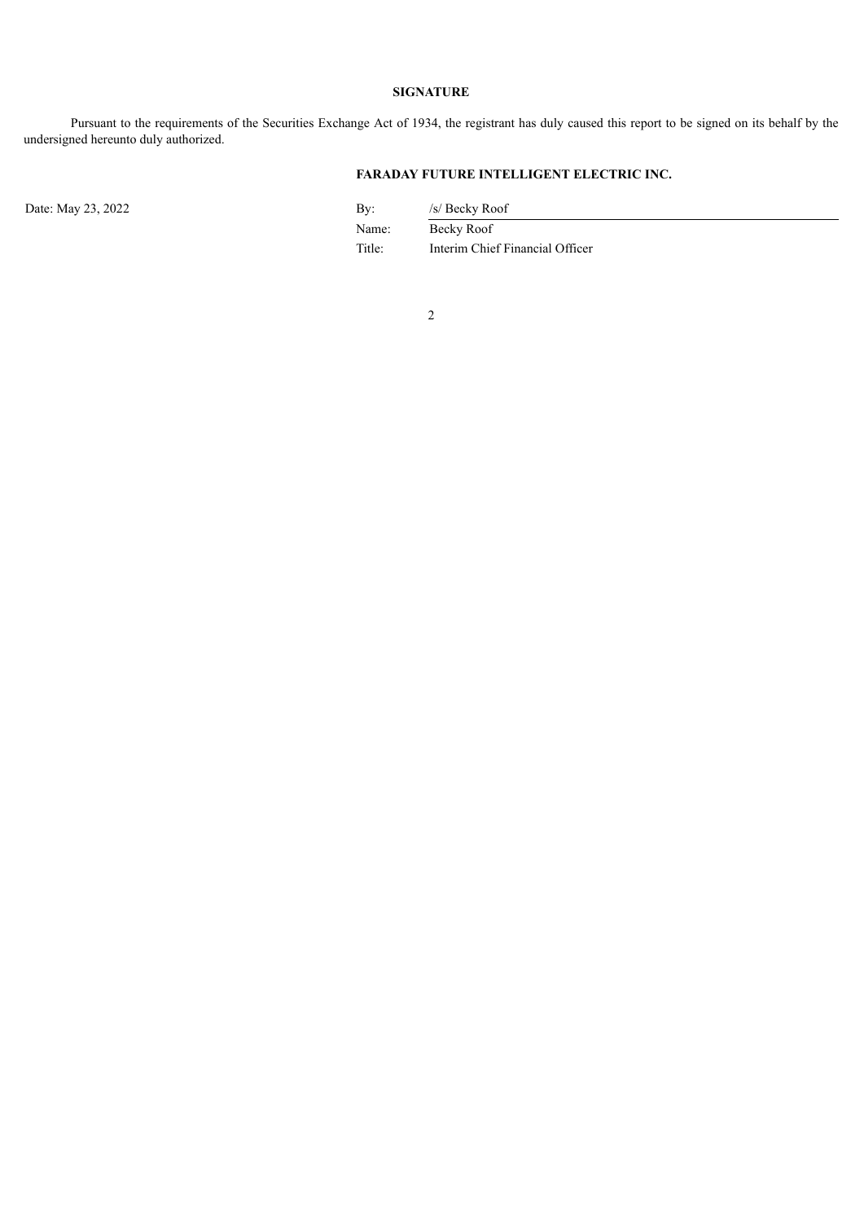**SIGNATURE**

Pursuant to the requirements of the Securities Exchange Act of 1934, the registrant has duly caused this report to be signed on its behalf by the undersigned hereunto duly authorized.

**FARADAY FUTURE INTELLIGENT ELECTRIC INC.**

| Date: May 23, 2022 | By: | /s/ Becky Roof |
|---|---|---|
| | Name: | Becky Roof |
| | Title: | Interim Chief Financial Officer |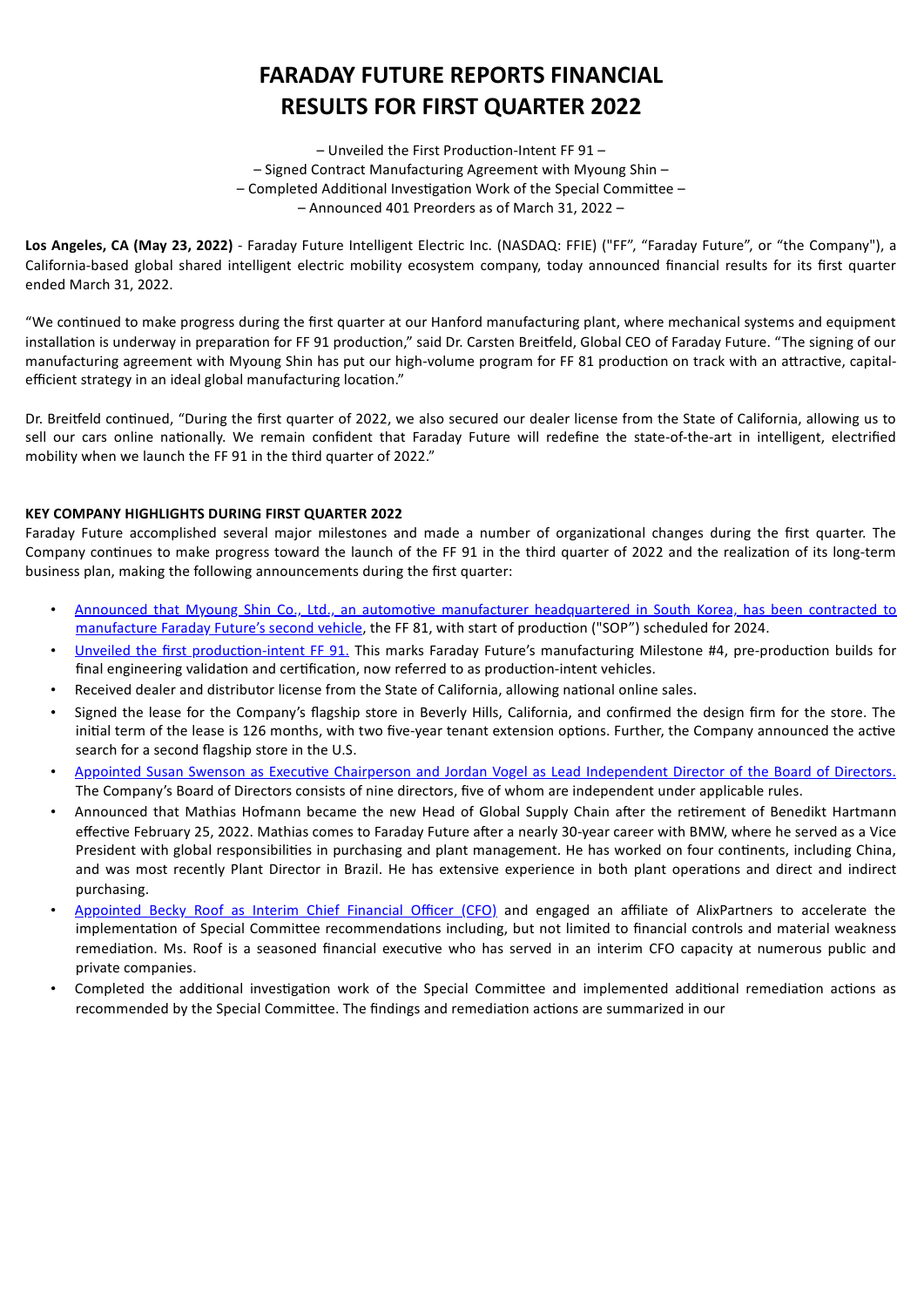# FARADAY FUTURE REPORTS FINANCIAL RESULTS FOR FIRST QUARTER 2022

– Unveiled the First Production-Intent FF 91 –
– Signed Contract Manufacturing Agreement with Myoung Shin –
– Completed Additional Investigation Work of the Special Committee –
– Announced 401 Preorders as of March 31, 2022 –

**Los Angeles, CA (May 23, 2022)** - Faraday Future Intelligent Electric Inc. (NASDAQ: FFIE) ("FF", "Faraday Future", or "the Company"), a California-based global shared intelligent electric mobility ecosystem company, today announced financial results for its first quarter ended March 31, 2022.

"We continued to make progress during the first quarter at our Hanford manufacturing plant, where mechanical systems and equipment installation is underway in preparation for FF 91 production," said Dr. Carsten Breitfeld, Global CEO of Faraday Future. "The signing of our manufacturing agreement with Myoung Shin has put our high-volume program for FF 81 production on track with an attractive, capital-efficient strategy in an ideal global manufacturing location."

Dr. Breitfeld continued, "During the first quarter of 2022, we also secured our dealer license from the State of California, allowing us to sell our cars online nationally. We remain confident that Faraday Future will redefine the state-of-the-art in intelligent, electrified mobility when we launch the FF 91 in the third quarter of 2022."

**KEY COMPANY HIGHLIGHTS DURING FIRST QUARTER 2022**

Faraday Future accomplished several major milestones and made a number of organizational changes during the first quarter. The Company continues to make progress toward the launch of the FF 91 in the third quarter of 2022 and the realization of its long-term business plan, making the following announcements during the first quarter:

- Announced that Myoung Shin Co., Ltd., an automotive manufacturer headquartered in South Korea, has been contracted to manufacture Faraday Future's second vehicle, the FF 81, with start of production ("SOP") scheduled for 2024.
- Unveiled the first production-intent FF 91. This marks Faraday Future's manufacturing Milestone #4, pre-production builds for final engineering validation and certification, now referred to as production-intent vehicles.
- Received dealer and distributor license from the State of California, allowing national online sales.
- Signed the lease for the Company's flagship store in Beverly Hills, California, and confirmed the design firm for the store. The initial term of the lease is 126 months, with two five-year tenant extension options. Further, the Company announced the active search for a second flagship store in the U.S.
- Appointed Susan Swenson as Executive Chairperson and Jordan Vogel as Lead Independent Director of the Board of Directors. The Company's Board of Directors consists of nine directors, five of whom are independent under applicable rules.
- Announced that Mathias Hofmann became the new Head of Global Supply Chain after the retirement of Benedikt Hartmann effective February 25, 2022. Mathias comes to Faraday Future after a nearly 30-year career with BMW, where he served as a Vice President with global responsibilities in purchasing and plant management. He has worked on four continents, including China, and was most recently Plant Director in Brazil. He has extensive experience in both plant operations and direct and indirect purchasing.
- Appointed Becky Roof as Interim Chief Financial Officer (CFO) and engaged an affiliate of AlixPartners to accelerate the implementation of Special Committee recommendations including, but not limited to financial controls and material weakness remediation. Ms. Roof is a seasoned financial executive who has served in an interim CFO capacity at numerous public and private companies.
- Completed the additional investigation work of the Special Committee and implemented additional remediation actions as recommended by the Special Committee. The findings and remediation actions are summarized in our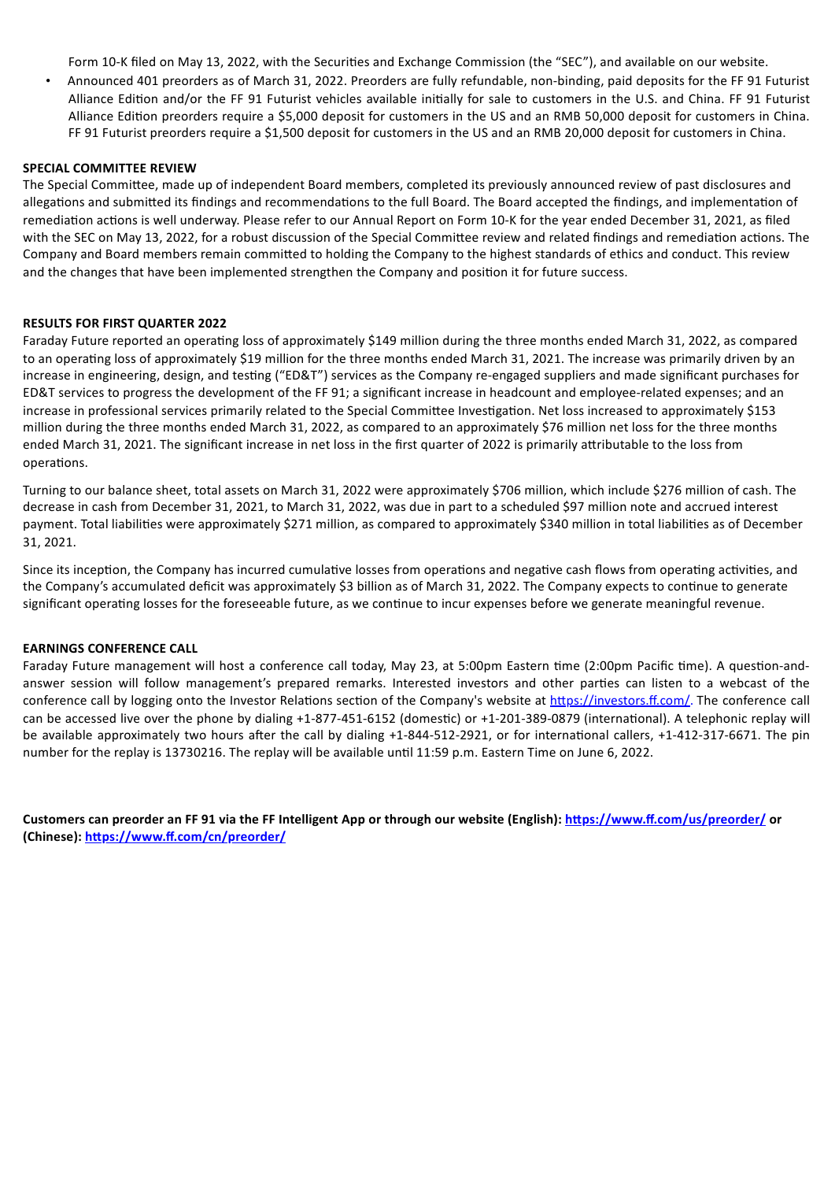Form 10-K filed on May 13, 2022, with the Securities and Exchange Commission (the "SEC"), and available on our website.

- Announced 401 preorders as of March 31, 2022. Preorders are fully refundable, non-binding, paid deposits for the FF 91 Futurist Alliance Edition and/or the FF 91 Futurist vehicles available initially for sale to customers in the U.S. and China. FF 91 Futurist Alliance Edition preorders require a $5,000 deposit for customers in the US and an RMB 50,000 deposit for customers in China. FF 91 Futurist preorders require a $1,500 deposit for customers in the US and an RMB 20,000 deposit for customers in China.

**SPECIAL COMMITTEE REVIEW**

The Special Committee, made up of independent Board members, completed its previously announced review of past disclosures and allegations and submitted its findings and recommendations to the full Board. The Board accepted the findings, and implementation of remediation actions is well underway. Please refer to our Annual Report on Form 10-K for the year ended December 31, 2021, as filed with the SEC on May 13, 2022, for a robust discussion of the Special Committee review and related findings and remediation actions. The Company and Board members remain committed to holding the Company to the highest standards of ethics and conduct. This review and the changes that have been implemented strengthen the Company and position it for future success.

**RESULTS FOR FIRST QUARTER 2022**

Faraday Future reported an operating loss of approximately $149 million during the three months ended March 31, 2022, as compared to an operating loss of approximately $19 million for the three months ended March 31, 2021. The increase was primarily driven by an increase in engineering, design, and testing ("ED&T") services as the Company re-engaged suppliers and made significant purchases for ED&T services to progress the development of the FF 91; a significant increase in headcount and employee-related expenses; and an increase in professional services primarily related to the Special Committee Investigation. Net loss increased to approximately $153 million during the three months ended March 31, 2022, as compared to an approximately $76 million net loss for the three months ended March 31, 2021. The significant increase in net loss in the first quarter of 2022 is primarily attributable to the loss from operations.

Turning to our balance sheet, total assets on March 31, 2022 were approximately $706 million, which include $276 million of cash. The decrease in cash from December 31, 2021, to March 31, 2022, was due in part to a scheduled $97 million note and accrued interest payment. Total liabilities were approximately $271 million, as compared to approximately $340 million in total liabilities as of December 31, 2021.

Since its inception, the Company has incurred cumulative losses from operations and negative cash flows from operating activities, and the Company's accumulated deficit was approximately $3 billion as of March 31, 2022. The Company expects to continue to generate significant operating losses for the foreseeable future, as we continue to incur expenses before we generate meaningful revenue.

**EARNINGS CONFERENCE CALL**

Faraday Future management will host a conference call today, May 23, at 5:00pm Eastern time (2:00pm Pacific time). A question-and-answer session will follow management's prepared remarks. Interested investors and other parties can listen to a webcast of the conference call by logging onto the Investor Relations section of the Company's website at https://investors.ff.com/. The conference call can be accessed live over the phone by dialing +1-877-451-6152 (domestic) or +1-201-389-0879 (international). A telephonic replay will be available approximately two hours after the call by dialing +1-844-512-2921, or for international callers, +1-412-317-6671. The pin number for the replay is 13730216. The replay will be available until 11:59 p.m. Eastern Time on June 6, 2022.

**Customers can preorder an FF 91 via the FF Intelligent App or through our website (English): https://www.ff.com/us/preorder/ or (Chinese): https://www.ff.com/cn/preorder/**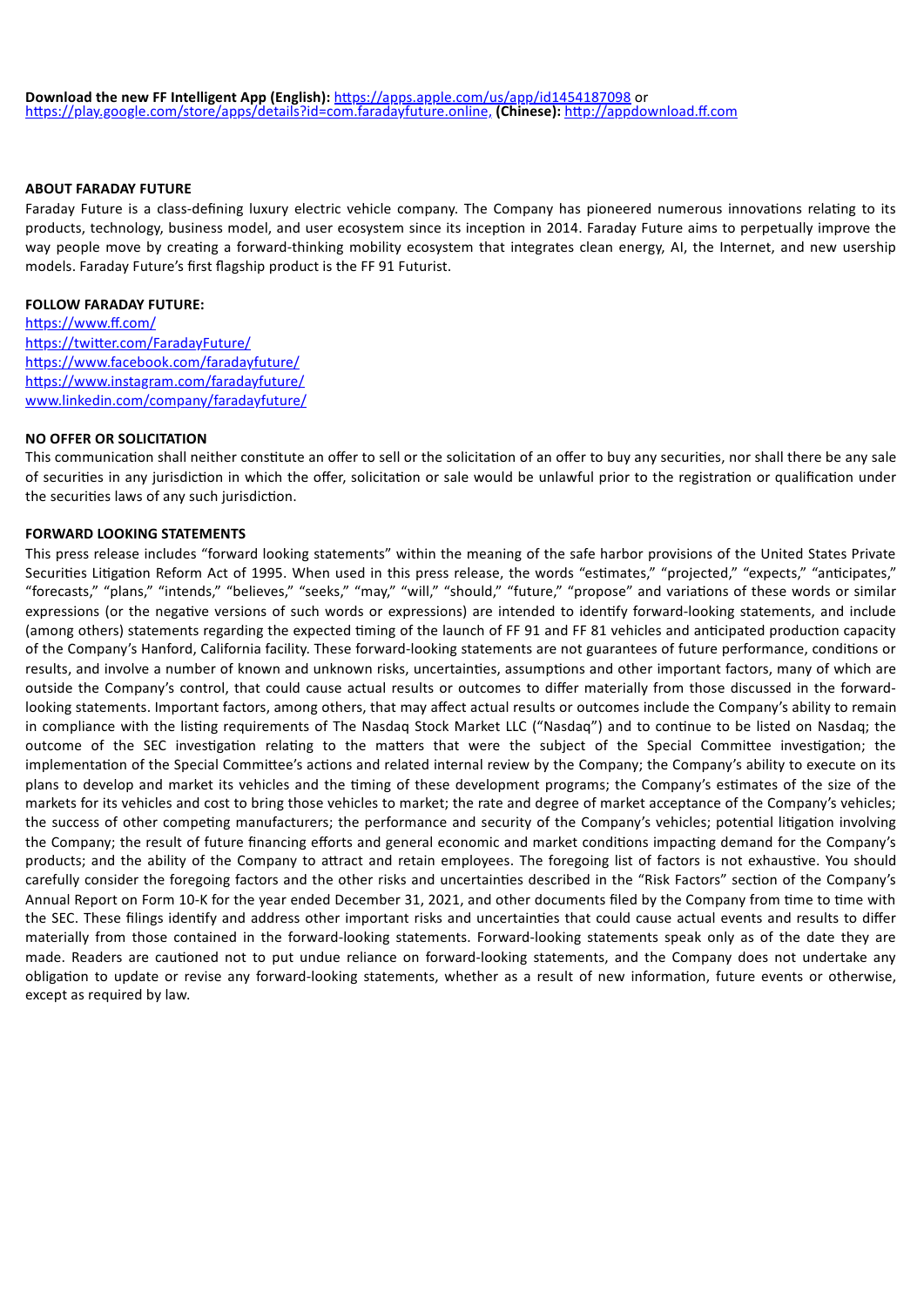**Download the new FF Intelligent App (English):** https://apps.apple.com/us/app/id1454187098 or https://play.google.com/store/apps/details?id=com.faradayfuture.online, **(Chinese):** http://appdownload.ff.com

**ABOUT FARADAY FUTURE**

Faraday Future is a class-defining luxury electric vehicle company. The Company has pioneered numerous innovations relating to its products, technology, business model, and user ecosystem since its inception in 2014. Faraday Future aims to perpetually improve the way people move by creating a forward-thinking mobility ecosystem that integrates clean energy, AI, the Internet, and new usership models. Faraday Future's first flagship product is the FF 91 Futurist.

**FOLLOW FARADAY FUTURE:**

https://www.ff.com/
https://twitter.com/FaradayFuture/
https://www.facebook.com/faradayfuture/
https://www.instagram.com/faradayfuture/
www.linkedin.com/company/faradayfuture/

**NO OFFER OR SOLICITATION**

This communication shall neither constitute an offer to sell or the solicitation of an offer to buy any securities, nor shall there be any sale of securities in any jurisdiction in which the offer, solicitation or sale would be unlawful prior to the registration or qualification under the securities laws of any such jurisdiction.

**FORWARD LOOKING STATEMENTS**

This press release includes "forward looking statements" within the meaning of the safe harbor provisions of the United States Private Securities Litigation Reform Act of 1995. When used in this press release, the words "estimates," "projected," "expects," "anticipates," "forecasts," "plans," "intends," "believes," "seeks," "may," "will," "should," "future," "propose" and variations of these words or similar expressions (or the negative versions of such words or expressions) are intended to identify forward-looking statements, and include (among others) statements regarding the expected timing of the launch of FF 91 and FF 81 vehicles and anticipated production capacity of the Company's Hanford, California facility. These forward-looking statements are not guarantees of future performance, conditions or results, and involve a number of known and unknown risks, uncertainties, assumptions and other important factors, many of which are outside the Company's control, that could cause actual results or outcomes to differ materially from those discussed in the forward-looking statements. Important factors, among others, that may affect actual results or outcomes include the Company's ability to remain in compliance with the listing requirements of The Nasdaq Stock Market LLC ("Nasdaq") and to continue to be listed on Nasdaq; the outcome of the SEC investigation relating to the matters that were the subject of the Special Committee investigation; the implementation of the Special Committee's actions and related internal review by the Company; the Company's ability to execute on its plans to develop and market its vehicles and the timing of these development programs; the Company's estimates of the size of the markets for its vehicles and cost to bring those vehicles to market; the rate and degree of market acceptance of the Company's vehicles; the success of other competing manufacturers; the performance and security of the Company's vehicles; potential litigation involving the Company; the result of future financing efforts and general economic and market conditions impacting demand for the Company's products; and the ability of the Company to attract and retain employees. The foregoing list of factors is not exhaustive. You should carefully consider the foregoing factors and the other risks and uncertainties described in the "Risk Factors" section of the Company's Annual Report on Form 10-K for the year ended December 31, 2021, and other documents filed by the Company from time to time with the SEC. These filings identify and address other important risks and uncertainties that could cause actual events and results to differ materially from those contained in the forward-looking statements. Forward-looking statements speak only as of the date they are made. Readers are cautioned not to put undue reliance on forward-looking statements, and the Company does not undertake any obligation to update or revise any forward-looking statements, whether as a result of new information, future events or otherwise, except as required by law.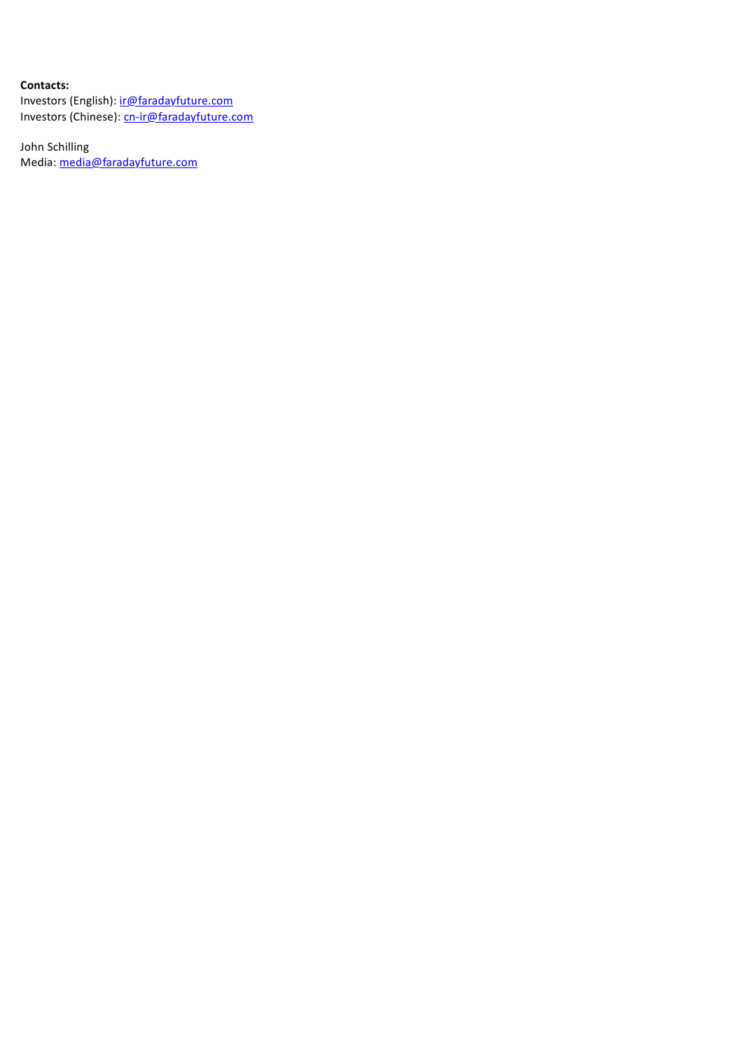**Contacts:**
Investors (English): ir@faradayfuture.com
Investors (Chinese): cn-ir@faradayfuture.com

John Schilling
Media: media@faradayfuture.com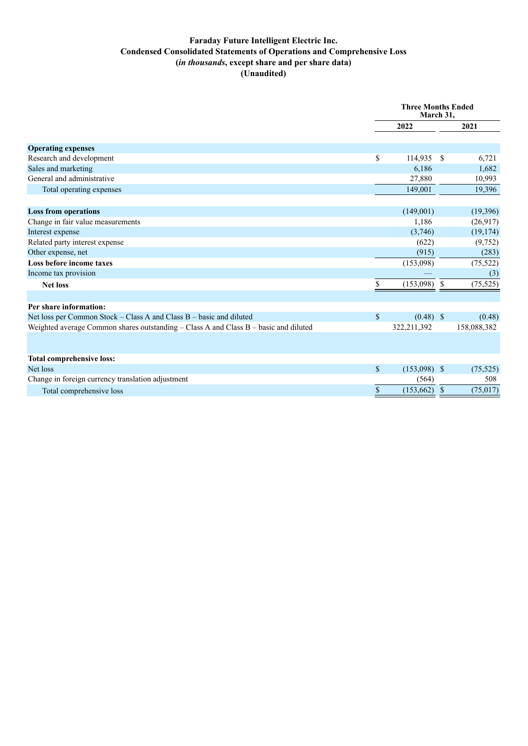# Faraday Future Intelligent Electric Inc.
## Condensed Consolidated Statements of Operations and Comprehensive Loss
### (*in thousands*, except share and per share data)
### (Unaudited)

| | Three Months Ended March 31, | |
|---|---|---|
| | 2022 | 2021 |
| **Operating expenses** | | |
| Research and development | $ 114,935 | $ 6,721 |
| Sales and marketing | 6,186 | 1,682 |
| General and administrative | 27,880 | 10,993 |
| Total operating expenses | 149,001 | 19,396 |
| | | |
| **Loss from operations** | (149,001) | (19,396) |
| Change in fair value measurements | 1,186 | (26,917) |
| Interest expense | (3,746) | (19,174) |
| Related party interest expense | (622) | (9,752) |
| Other expense, net | (915) | (283) |
| **Loss before income taxes** | (153,098) | (75,522) |
| Income tax provision | — | (3) |
| **Net loss** | $ (153,098) | $ (75,525) |
| | | |
| **Per share information:** | | |
| Net loss per Common Stock – Class A and Class B – basic and diluted | $ (0.48) | $ (0.48) |
| Weighted average Common shares outstanding – Class A and Class B – basic and diluted | 322,211,392 | 158,088,382 |
| | | |
| **Total comprehensive loss:** | | |
| Net loss | $ (153,098) | $ (75,525) |
| Change in foreign currency translation adjustment | (564) | 508 |
| Total comprehensive loss | $ (153,662) | $ (75,017) |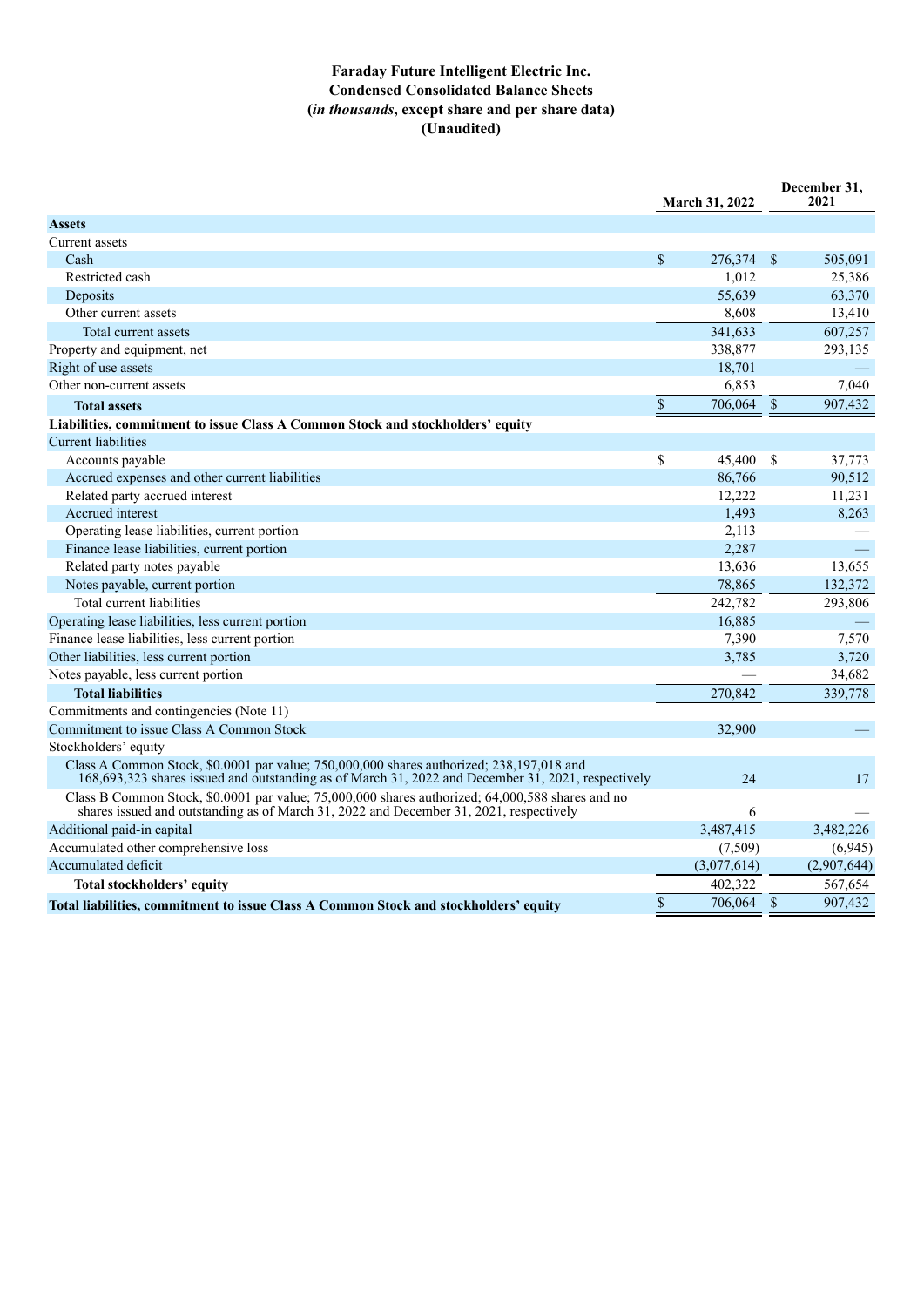# Faraday Future Intelligent Electric Inc.

## Condensed Consolidated Balance Sheets

**(*in thousands*, except share and per share data)**

**(Unaudited)**

| | March 31, 2022 | December 31, 2021 |
|---|---|---|
| **Assets** | | |
| Current assets | | |
| Cash | $ 276,374 | $ 505,091 |
| Restricted cash | 1,012 | 25,386 |
| Deposits | 55,639 | 63,370 |
| Other current assets | 8,608 | 13,410 |
| Total current assets | 341,633 | 607,257 |
| Property and equipment, net | 338,877 | 293,135 |
| Right of use assets | 18,701 | — |
| Other non-current assets | 6,853 | 7,040 |
| **Total assets** | $ 706,064 | $ 907,432 |
| **Liabilities, commitment to issue Class A Common Stock and stockholders' equity** | | |
| Current liabilities | | |
| Accounts payable | $ 45,400 | $ 37,773 |
| Accrued expenses and other current liabilities | 86,766 | 90,512 |
| Related party accrued interest | 12,222 | 11,231 |
| Accrued interest | 1,493 | 8,263 |
| Operating lease liabilities, current portion | 2,113 | — |
| Finance lease liabilities, current portion | 2,287 | — |
| Related party notes payable | 13,636 | 13,655 |
| Notes payable, current portion | 78,865 | 132,372 |
| Total current liabilities | 242,782 | 293,806 |
| Operating lease liabilities, less current portion | 16,885 | — |
| Finance lease liabilities, less current portion | 7,390 | 7,570 |
| Other liabilities, less current portion | 3,785 | 3,720 |
| Notes payable, less current portion | — | 34,682 |
| **Total liabilities** | 270,842 | 339,778 |
| Commitments and contingencies (Note 11) | | |
| Commitment to issue Class A Common Stock | 32,900 | — |
| Stockholders' equity | | |
| Class A Common Stock, $0.0001 par value; 750,000,000 shares authorized; 238,197,018 and 168,693,323 shares issued and outstanding as of March 31, 2022 and December 31, 2021, respectively | 24 | 17 |
| Class B Common Stock, $0.0001 par value; 75,000,000 shares authorized; 64,000,588 shares and no shares issued and outstanding as of March 31, 2022 and December 31, 2021, respectively | 6 | — |
| Additional paid-in capital | 3,487,415 | 3,482,226 |
| Accumulated other comprehensive loss | (7,509) | (6,945) |
| Accumulated deficit | (3,077,614) | (2,907,644) |
| **Total stockholders' equity** | 402,322 | 567,654 |
| **Total liabilities, commitment to issue Class A Common Stock and stockholders' equity** | $ 706,064 | $ 907,432 |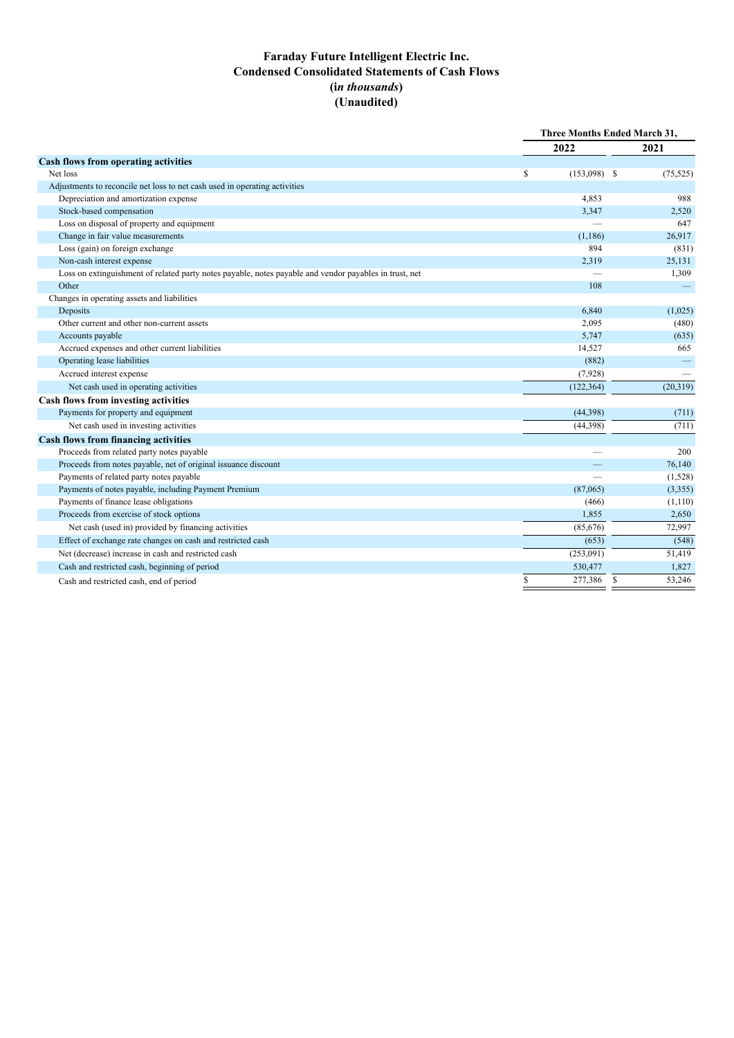# Faraday Future Intelligent Electric Inc.
# Condensed Consolidated Statements of Cash Flows
# (*in thousands*)
# (Unaudited)

| | Three Months Ended March 31, | |
|---|---|---|
| | 2022 | 2021 |
| **Cash flows from operating activities** | | |
| Net loss | $ (153,098) | $ (75,525) |
| Adjustments to reconcile net loss to net cash used in operating activities | | |
| Depreciation and amortization expense | 4,853 | 988 |
| Stock-based compensation | 3,347 | 2,520 |
| Loss on disposal of property and equipment | — | 647 |
| Change in fair value measurements | (1,186) | 26,917 |
| Loss (gain) on foreign exchange | 894 | (831) |
| Non-cash interest expense | 2,319 | 25,131 |
| Loss on extinguishment of related party notes payable, notes payable and vendor payables in trust, net | — | 1,309 |
| Other | 108 | — |
| Changes in operating assets and liabilities | | |
| Deposits | 6,840 | (1,025) |
| Other current and other non-current assets | 2,095 | (480) |
| Accounts payable | 5,747 | (635) |
| Accrued expenses and other current liabilities | 14,527 | 665 |
| Operating lease liabilities | (882) | — |
| Accrued interest expense | (7,928) | — |
| Net cash used in operating activities | (122,364) | (20,319) |
| **Cash flows from investing activities** | | |
| Payments for property and equipment | (44,398) | (711) |
| Net cash used in investing activities | (44,398) | (711) |
| **Cash flows from financing activities** | | |
| Proceeds from related party notes payable | — | 200 |
| Proceeds from notes payable, net of original issuance discount | — | 76,140 |
| Payments of related party notes payable | — | (1,528) |
| Payments of notes payable, including Payment Premium | (87,065) | (3,355) |
| Payments of finance lease obligations | (466) | (1,110) |
| Proceeds from exercise of stock options | 1,855 | 2,650 |
| Net cash (used in) provided by financing activities | (85,676) | 72,997 |
| Effect of exchange rate changes on cash and restricted cash | (653) | (548) |
| Net (decrease) increase in cash and restricted cash | (253,091) | 51,419 |
| Cash and restricted cash, beginning of period | 530,477 | 1,827 |
| Cash and restricted cash, end of period | $ 277,386 | $ 53,246 |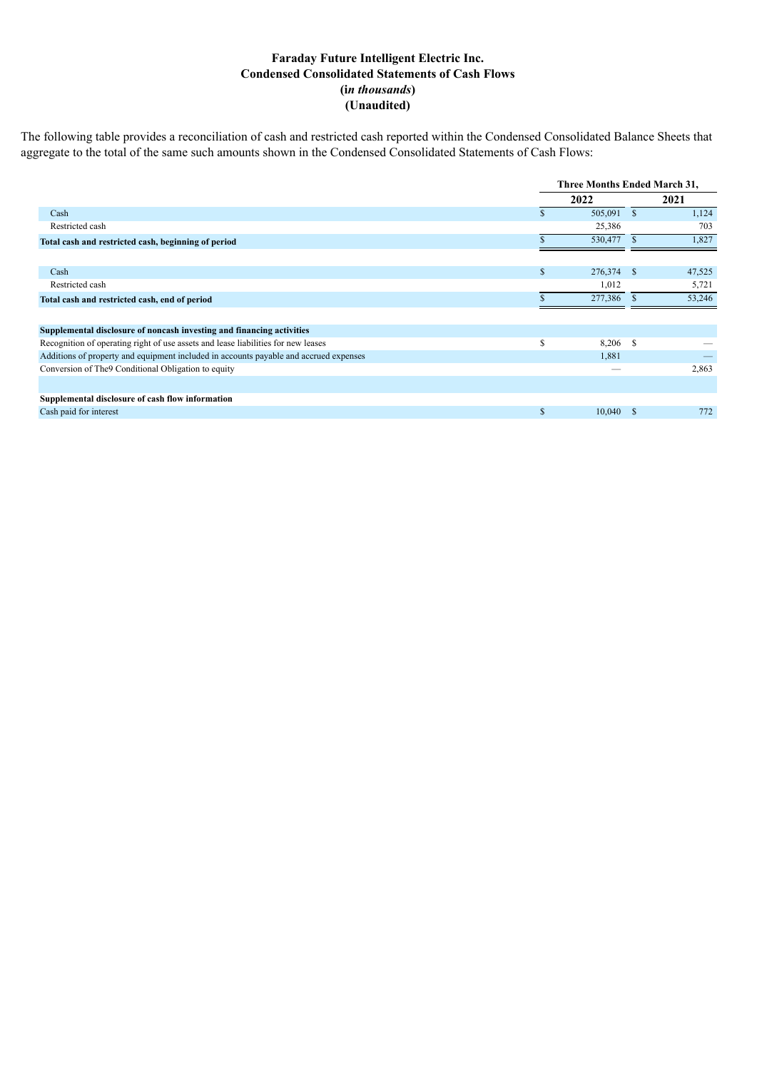# Faraday Future Intelligent Electric Inc.
## Condensed Consolidated Statements of Cash Flows
### (*in thousands*)
### (Unaudited)

The following table provides a reconciliation of cash and restricted cash reported within the Condensed Consolidated Balance Sheets that aggregate to the total of the same such amounts shown in the Condensed Consolidated Statements of Cash Flows:

| | Three Months Ended March 31, | |
|---|---|---|
| | 2022 | 2021 |
| Cash | $ 505,091 | $ 1,124 |
| Restricted cash | 25,386 | 703 |
| **Total cash and restricted cash, beginning of period** | $ 530,477 | $ 1,827 |
| | | |
| Cash | $ 276,374 | $ 47,525 |
| Restricted cash | 1,012 | 5,721 |
| **Total cash and restricted cash, end of period** | $ 277,386 | $ 53,246 |
| | | |
| **Supplemental disclosure of noncash investing and financing activities** | | |
| Recognition of operating right of use assets and lease liabilities for new leases | $ 8,206 | $ — |
| Additions of property and equipment included in accounts payable and accrued expenses | 1,881 | — |
| Conversion of The9 Conditional Obligation to equity | — | 2,863 |
| | | |
| **Supplemental disclosure of cash flow information** | | |
| Cash paid for interest | $ 10,040 | $ 772 |